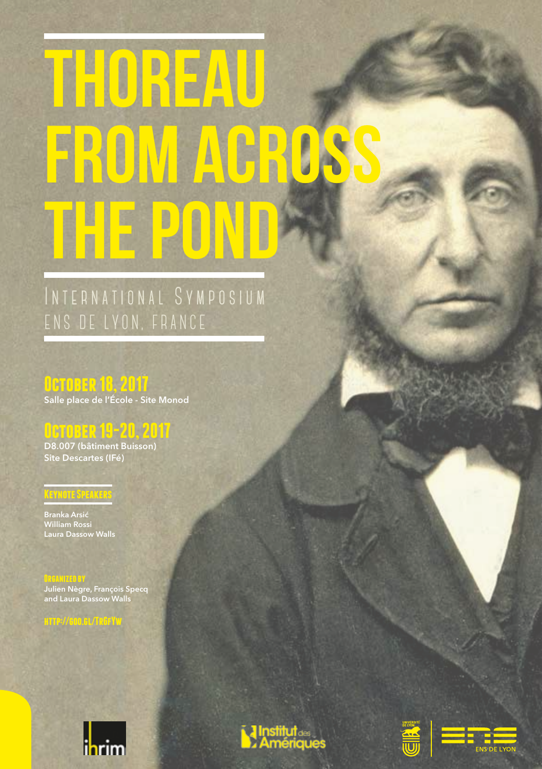# THOREAU FROM ACROSS THE POND

## International Symposium
## ENS de Lyon, France

### October 18, 2017
**Salle place de l'École - Site Monod**

### October 19-20, 2017
**D8.007 (bâtiment Buisson)**
**Site Descartes (IFé)**

### Keynote Speakers

Branka Arsić
William Rossi
Laura Dassow Walls

### Organized by

Julien Nègre, François Specq
and Laura Dassow Walls

http://goo.gl/TrGfYw

ihrim

Institut des Amériques

Université de Lyon

ENS DE LYON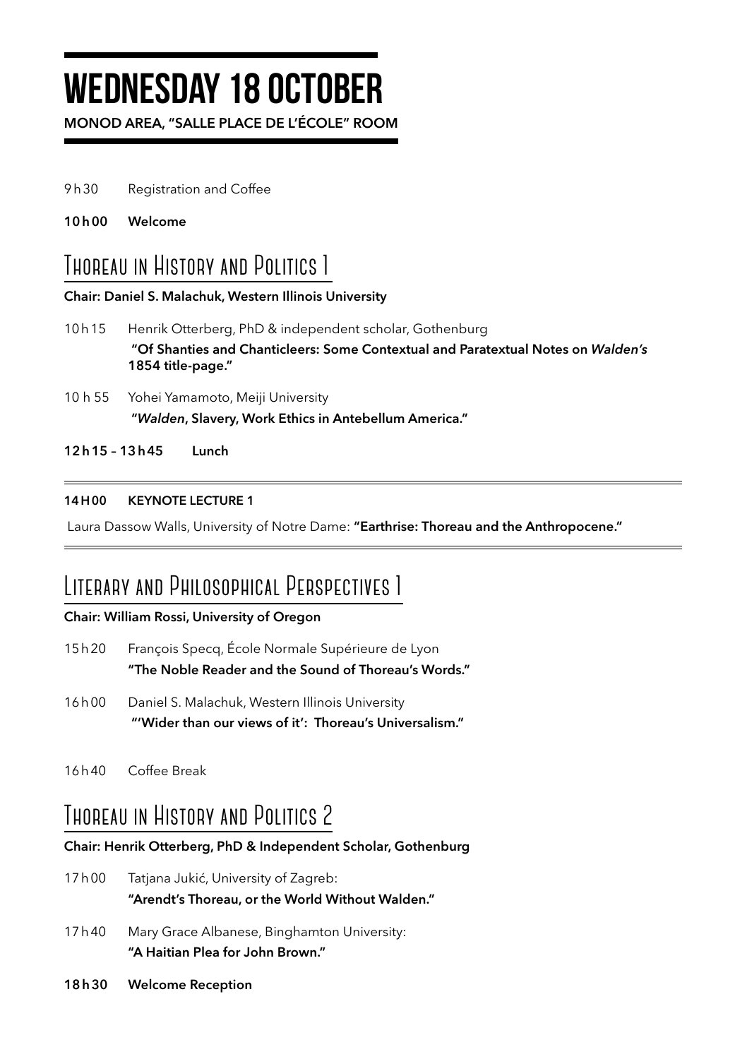# WEDNESDAY 18 OCTOBER

**MONOD AREA, "SALLE PLACE DE L'ÉCOLE" ROOM**

9 h 30 Registration and Coffee

**10 h 00 Welcome**

## Thoreau in History and Politics 1

**Chair: Daniel S. Malachuk, Western Illinois University**

10 h 15 Henrik Otterberg, PhD & independent scholar, Gothenburg
**"Of Shanties and Chanticleers: Some Contextual and Paratextual Notes on *Walden's* 1854 title-page."**

10 h 55 Yohei Yamamoto, Meiji University
**"*Walden*, Slavery, Work Ethics in Antebellum America."**

**12 h 15 – 13 h 45 Lunch**

---

**14 H 00 KEYNOTE LECTURE 1**

Laura Dassow Walls, University of Notre Dame: **"Earthrise: Thoreau and the Anthropocene."**

---

## Literary and Philosophical Perspectives 1

**Chair: William Rossi, University of Oregon**

15 h 20 François Specq, École Normale Supérieure de Lyon
**"The Noble Reader and the Sound of Thoreau's Words."**

16 h 00 Daniel S. Malachuk, Western Illinois University
**"'Wider than our views of it': Thoreau's Universalism."**

16 h 40 Coffee Break

## Thoreau in History and Politics 2

**Chair: Henrik Otterberg, PhD & Independent Scholar, Gothenburg**

17 h 00 Tatjana Jukić, University of Zagreb:
**"Arendt's Thoreau, or the World Without Walden."**

17 h 40 Mary Grace Albanese, Binghamton University:
**"A Haitian Plea for John Brown."**

**18 h 30 Welcome Reception**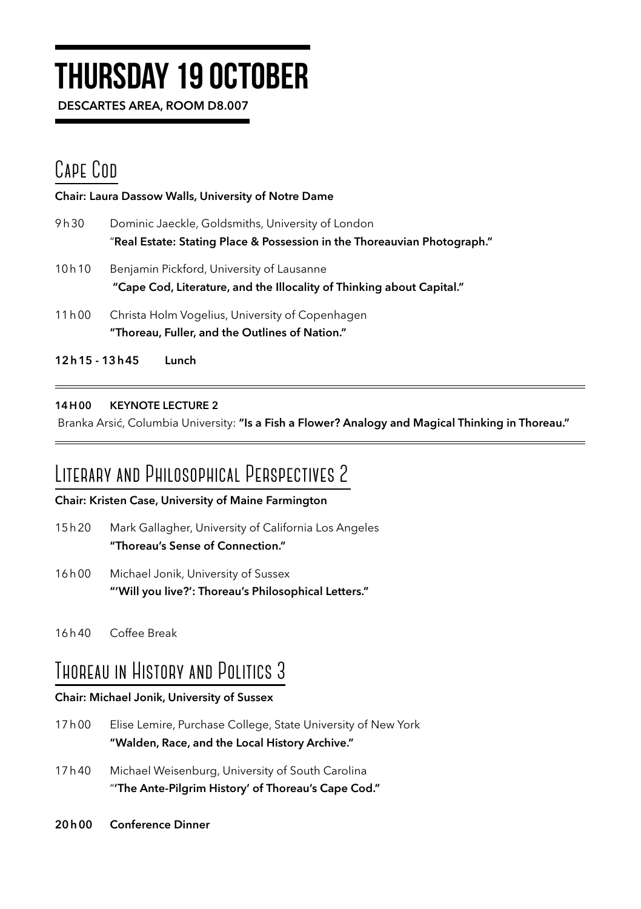# THURSDAY 19 OCTOBER

**DESCARTES AREA, ROOM D8.007**

## Cape Cod

**Chair: Laura Dassow Walls, University of Notre Dame**

9h30 Dominic Jaeckle, Goldsmiths, University of London
"**Real Estate: Stating Place & Possession in the Thoreauvian Photograph."**

10h10 Benjamin Pickford, University of Lausanne
**"Cape Cod, Literature, and the Illocality of Thinking about Capital."**

11h00 Christa Holm Vogelius, University of Copenhagen
**"Thoreau, Fuller, and the Outlines of Nation."**

**12h15 - 13h45 Lunch**

---

**14H00 KEYNOTE LECTURE 2**

Branka Arsić, Columbia University: **"Is a Fish a Flower? Analogy and Magical Thinking in Thoreau."**

---

## Literary and Philosophical Perspectives 2

**Chair: Kristen Case, University of Maine Farmington**

15h20 Mark Gallagher, University of California Los Angeles
**"Thoreau's Sense of Connection."**

16h00 Michael Jonik, University of Sussex
**"'Will you live?': Thoreau's Philosophical Letters."**

16h40 Coffee Break

## Thoreau in History and Politics 3

**Chair: Michael Jonik, University of Sussex**

17h00 Elise Lemire, Purchase College, State University of New York
**"Walden, Race, and the Local History Archive."**

17h40 Michael Weisenburg, University of South Carolina
"**'The Ante-Pilgrim History' of Thoreau's Cape Cod."**

**20h00 Conference Dinner**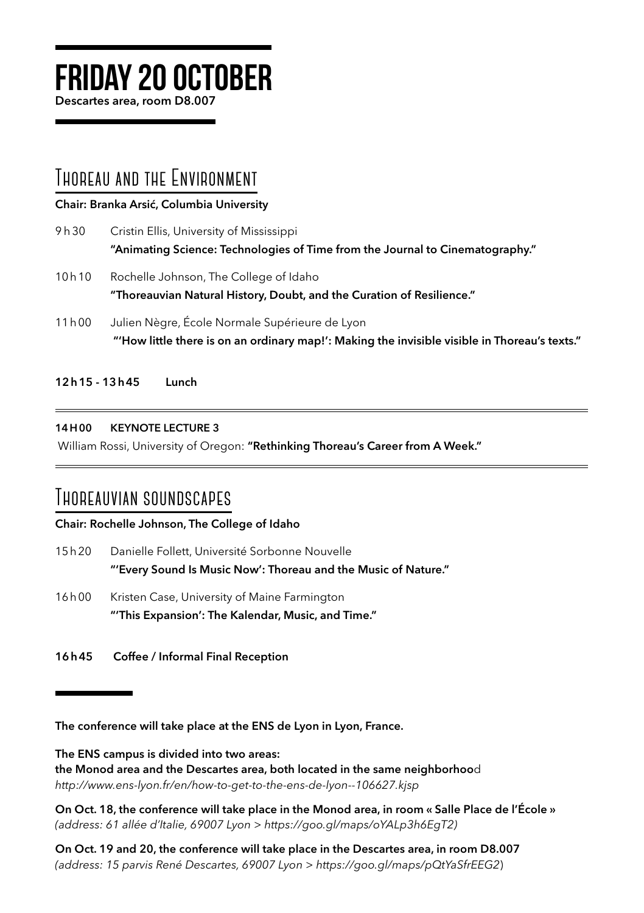# FRIDAY 20 OCTOBER

**Descartes area, room D8.007**

## Thoreau and the Environment

**Chair: Branka Arsić, Columbia University**

9 h 30 Cristin Ellis, University of Mississippi
**"Animating Science: Technologies of Time from the Journal to Cinematography."**

10 h 10 Rochelle Johnson, The College of Idaho
**"Thoreauvian Natural History, Doubt, and the Curation of Resilience."**

11 h 00 Julien Nègre, École Normale Supérieure de Lyon
**"'How little there is on an ordinary map!': Making the invisible visible in Thoreau's texts."**

**12 h 15 - 13 h 45 Lunch**

---

**14 H 00 KEYNOTE LECTURE 3**

William Rossi, University of Oregon: **"Rethinking Thoreau's Career from A Week."**

---

## Thoreauvian soundscapes

**Chair: Rochelle Johnson, The College of Idaho**

15 h 20 Danielle Follett, Université Sorbonne Nouvelle
**"'Every Sound Is Music Now': Thoreau and the Music of Nature."**

16 h 00 Kristen Case, University of Maine Farmington
**"'This Expansion': The Kalendar, Music, and Time."**

**16 h 45 Coffee / Informal Final Reception**

**The conference will take place at the ENS de Lyon in Lyon, France.**

**The ENS campus is divided into two areas:**
**the Monod area and the Descartes area, both located in the same neighborhood**
*http://www.ens-lyon.fr/en/how-to-get-to-the-ens-de-lyon--106627.kjsp*

**On Oct. 18, the conference will take place in the Monod area, in room « Salle Place de l'École »**
*(address: 61 allée d'Italie, 69007 Lyon > https://goo.gl/maps/oYALp3h6EgT2)*

**On Oct. 19 and 20, the conference will take place in the Descartes area, in room D8.007**
*(address: 15 parvis René Descartes, 69007 Lyon > https://goo.gl/maps/pQtYaSfrEEG2)*